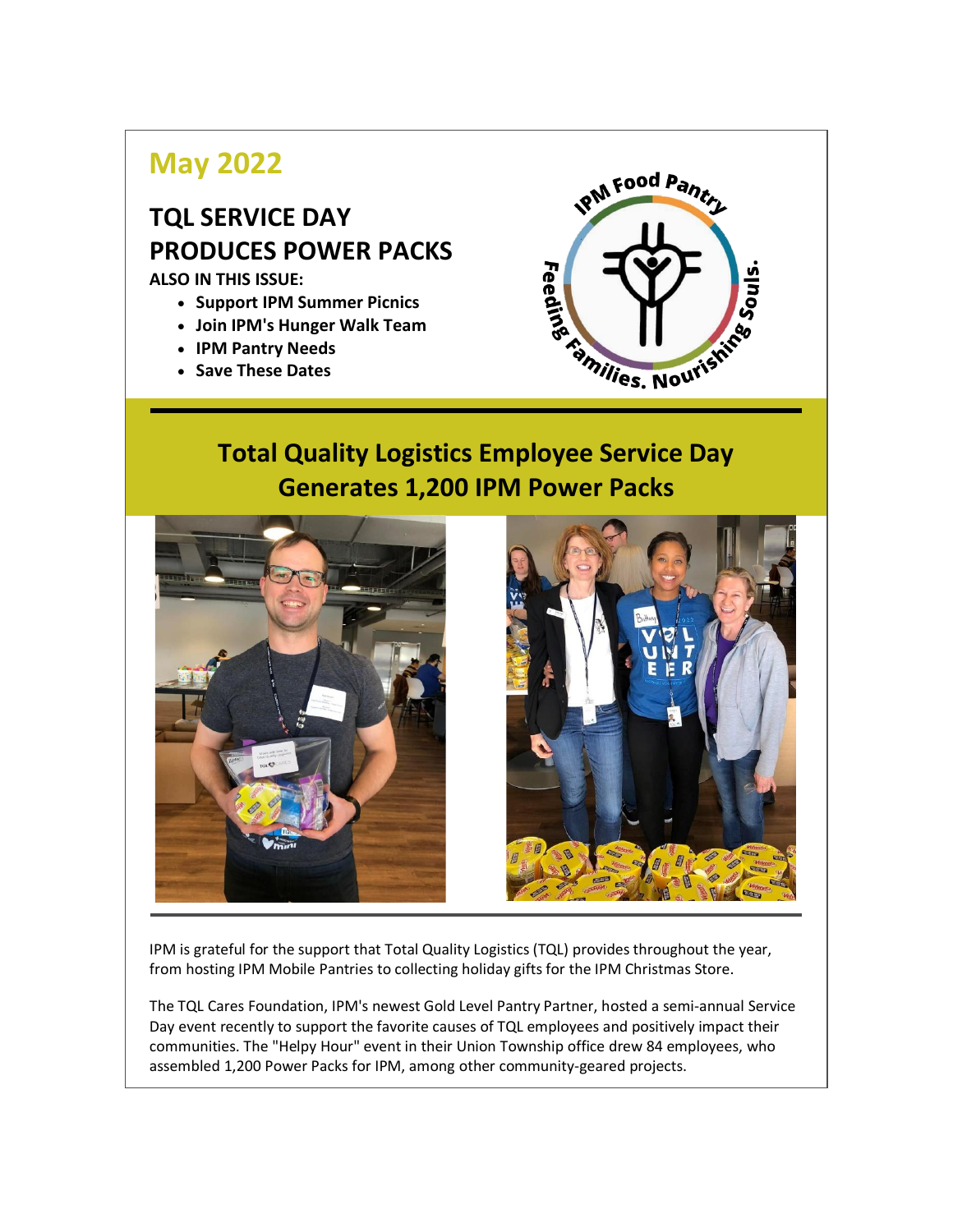# May 2022

## TQL SERVICE DAY PRODUCES POWER PACKS

**ALSO IN THIS ISSUE:**

- **Support IPM Summer Picnics**
- **Join IPM's Hunger Walk Team**
- **IPM Pantry Needs**
- **Save These Dates**

IPM Food Pantry

Feeding Families. Nourishing Souls.

## Total Quality Logistics Employee Service Day Generates 1,200 IPM Power Packs

IPM is grateful for the support that Total Quality Logistics (TQL) provides throughout the year, from hosting IPM Mobile Pantries to collecting holiday gifts for the IPM Christmas Store.

The TQL Cares Foundation, IPM's newest Gold Level Pantry Partner, hosted a semi-annual Service Day event recently to support the favorite causes of TQL employees and positively impact their communities. The "Helpy Hour" event in their Union Township office drew 84 employees, who assembled 1,200 Power Packs for IPM, among other community-geared projects.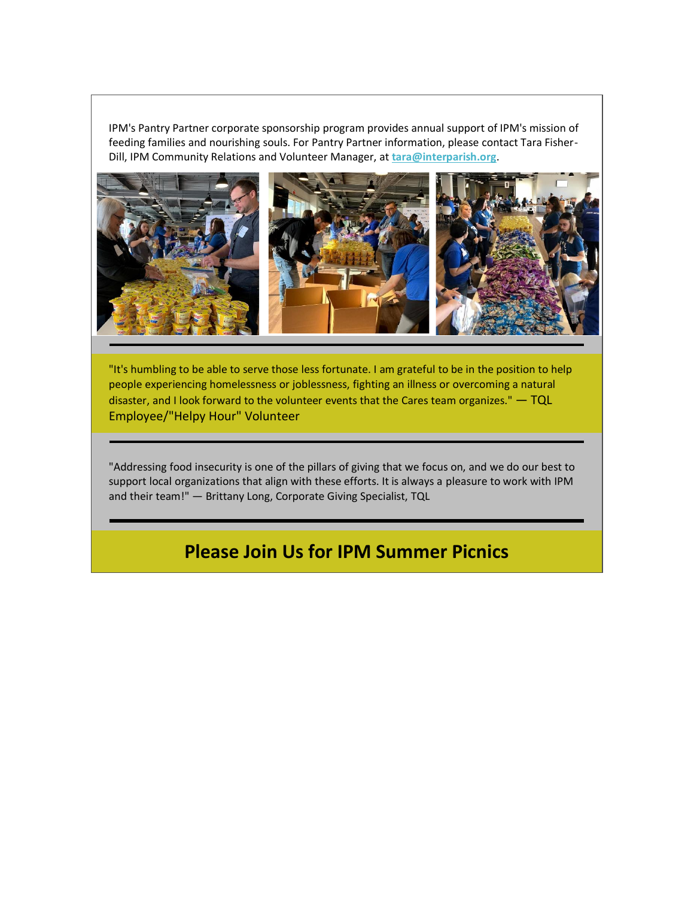IPM's Pantry Partner corporate sponsorship program provides annual support of IPM's mission of feeding families and nourishing souls. For Pantry Partner information, please contact Tara Fisher-Dill, IPM Community Relations and Volunteer Manager, at **tara@interparish.org**.

---

"It's humbling to be able to serve those less fortunate. I am grateful to be in the position to help people experiencing homelessness or joblessness, fighting an illness or overcoming a natural disaster, and I look forward to the volunteer events that the Cares team organizes." — TQL Employee/"Helpy Hour" Volunteer

---

"Addressing food insecurity is one of the pillars of giving that we focus on, and we do our best to support local organizations that align with these efforts. It is always a pleasure to work with IPM and their team!" — Brittany Long, Corporate Giving Specialist, TQL

---

## Please Join Us for IPM Summer Picnics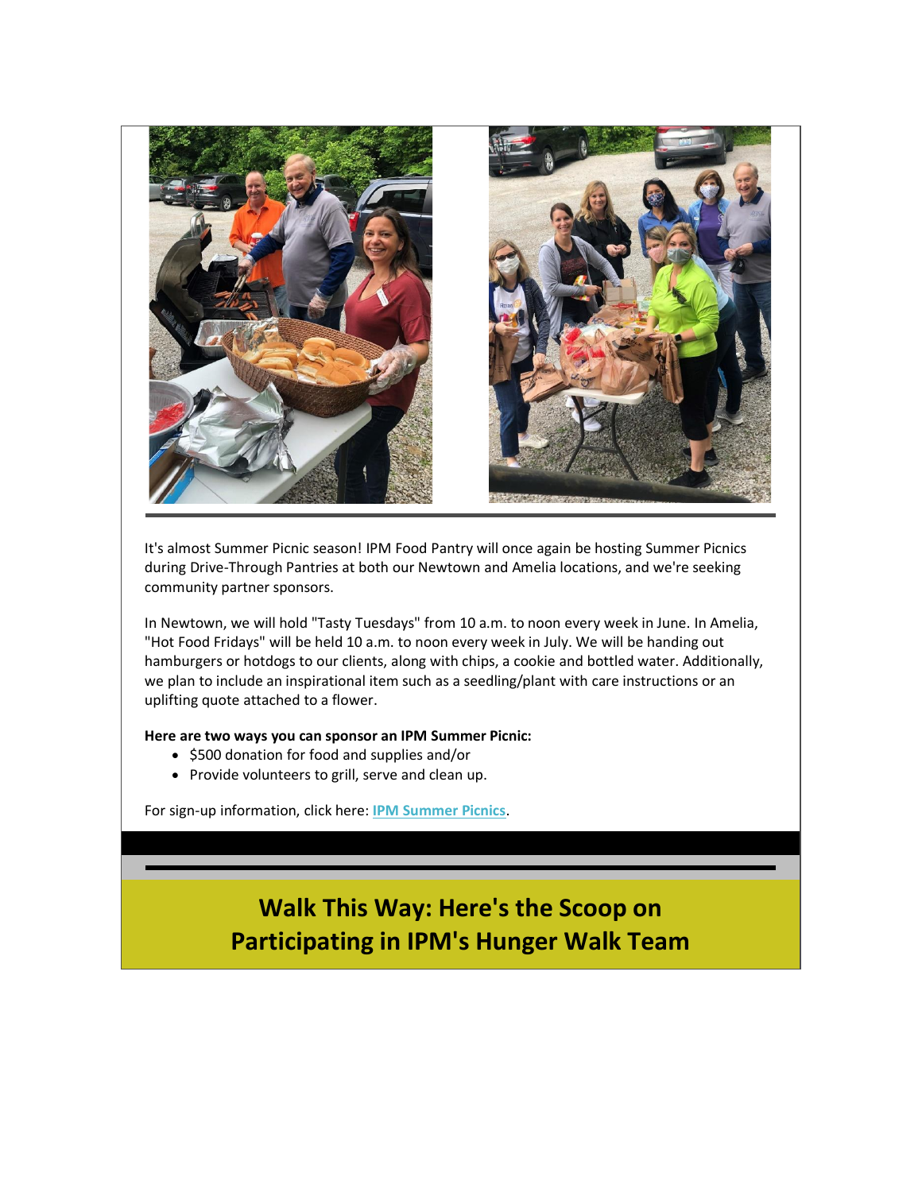It's almost Summer Picnic season! IPM Food Pantry will once again be hosting Summer Picnics during Drive-Through Pantries at both our Newtown and Amelia locations, and we're seeking community partner sponsors.

In Newtown, we will hold "Tasty Tuesdays" from 10 a.m. to noon every week in June. In Amelia, "Hot Food Fridays" will be held 10 a.m. to noon every week in July. We will be handing out hamburgers or hotdogs to our clients, along with chips, a cookie and bottled water. Additionally, we plan to include an inspirational item such as a seedling/plant with care instructions or an uplifting quote attached to a flower.

**Here are two ways you can sponsor an IPM Summer Picnic:**

- $500 donation for food and supplies and/or
- Provide volunteers to grill, serve and clean up.

For sign-up information, click here: **IPM Summer Picnics**.

## Walk This Way: Here's the Scoop on Participating in IPM's Hunger Walk Team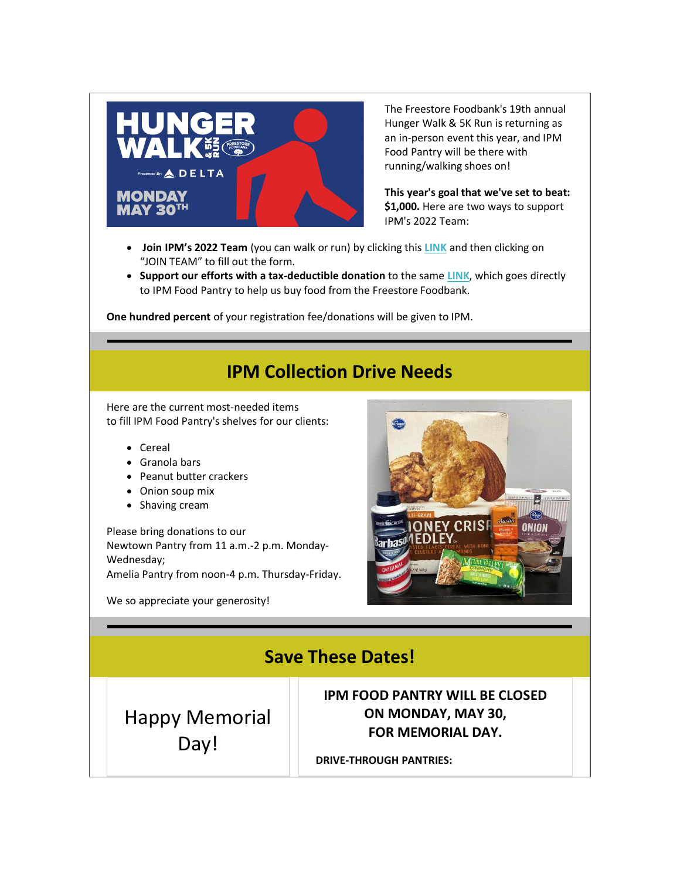The Freestore Foodbank's 19th annual Hunger Walk & 5K Run is returning as an in-person event this year, and IPM Food Pantry will be there with running/walking shoes on!

**This year's goal that we've set to beat: $1,000.** Here are two ways to support IPM's 2022 Team:

- **Join IPM's 2022 Team** (you can walk or run) by clicking this **LINK** and then clicking on "JOIN TEAM" to fill out the form.
- **Support our efforts with a tax-deductible donation** to the same **LINK**, which goes directly to IPM Food Pantry to help us buy food from the Freestore Foodbank.

**One hundred percent** of your registration fee/donations will be given to IPM.

## IPM Collection Drive Needs

Here are the current most-needed items to fill IPM Food Pantry's shelves for our clients:

- Cereal
- Granola bars
- Peanut butter crackers
- Onion soup mix
- Shaving cream

Please bring donations to our
Newtown Pantry from 11 a.m.-2 p.m. Monday-Wednesday;
Amelia Pantry from noon-4 p.m. Thursday-Friday.

We so appreciate your generosity!

## Save These Dates!

Happy Memorial Day!

**IPM FOOD PANTRY WILL BE CLOSED ON MONDAY, MAY 30, FOR MEMORIAL DAY.**

**DRIVE-THROUGH PANTRIES:**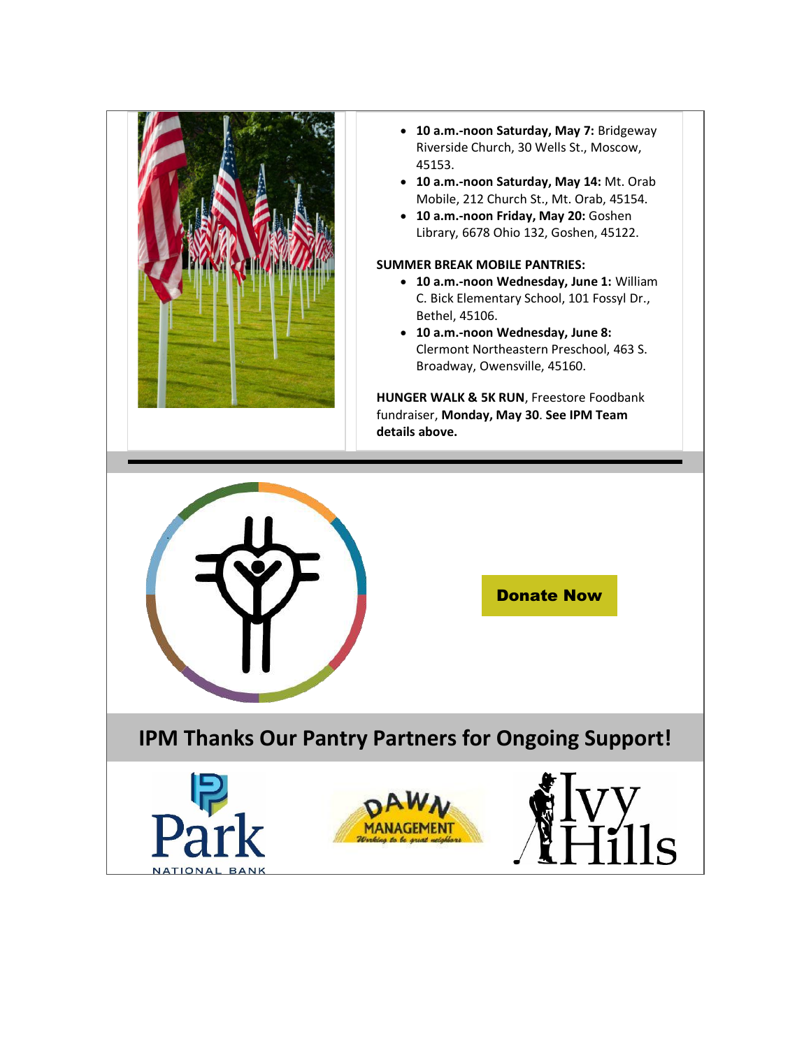- **10 a.m.-noon Saturday, May 7:** Bridgeway Riverside Church, 30 Wells St., Moscow, 45153.
- **10 a.m.-noon Saturday, May 14:** Mt. Orab Mobile, 212 Church St., Mt. Orab, 45154.
- **10 a.m.-noon Friday, May 20:** Goshen Library, 6678 Ohio 132, Goshen, 45122.

**SUMMER BREAK MOBILE PANTRIES:**

- **10 a.m.-noon Wednesday, June 1:** William C. Bick Elementary School, 101 Fossyl Dr., Bethel, 45106.
- **10 a.m.-noon Wednesday, June 8:** Clermont Northeastern Preschool, 463 S. Broadway, Owensville, 45160.

**HUNGER WALK & 5K RUN**, Freestore Foodbank fundraiser, **Monday, May 30**. **See IPM Team details above.**

**Donate Now**

## IPM Thanks Our Pantry Partners for Ongoing Support!

Park National Bank

Dawn Management — Working to be great neighbors

Ivy Hills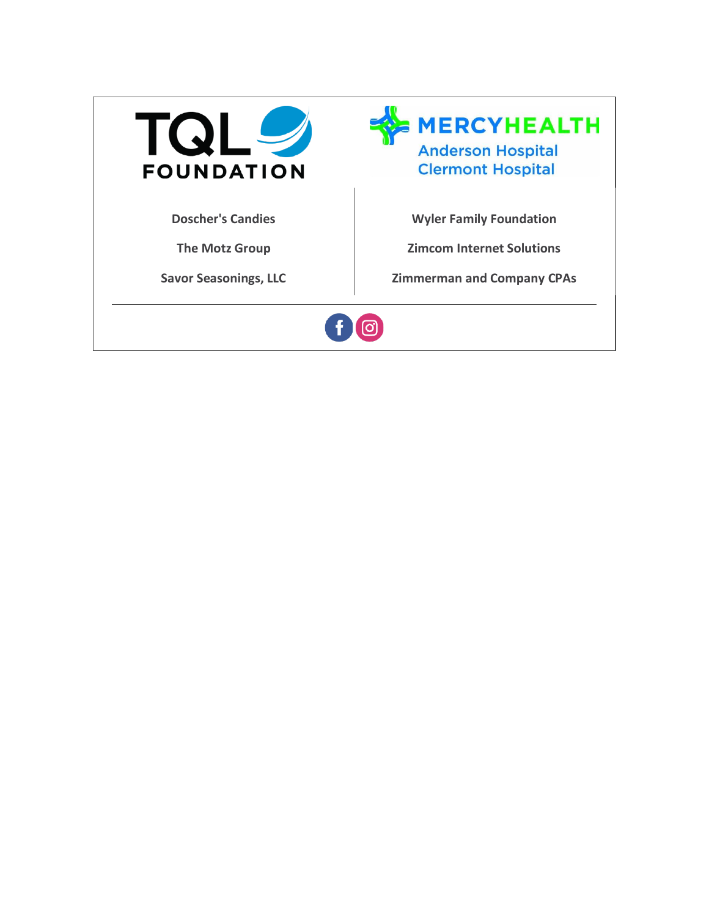TQL FOUNDATION

MERCYHEALTH
Anderson Hospital
Clermont Hospital

**Doscher's Candies**

**The Motz Group**

**Savor Seasonings, LLC**

**Wyler Family Foundation**

**Zimcom Internet Solutions**

**Zimmerman and Company CPAs**